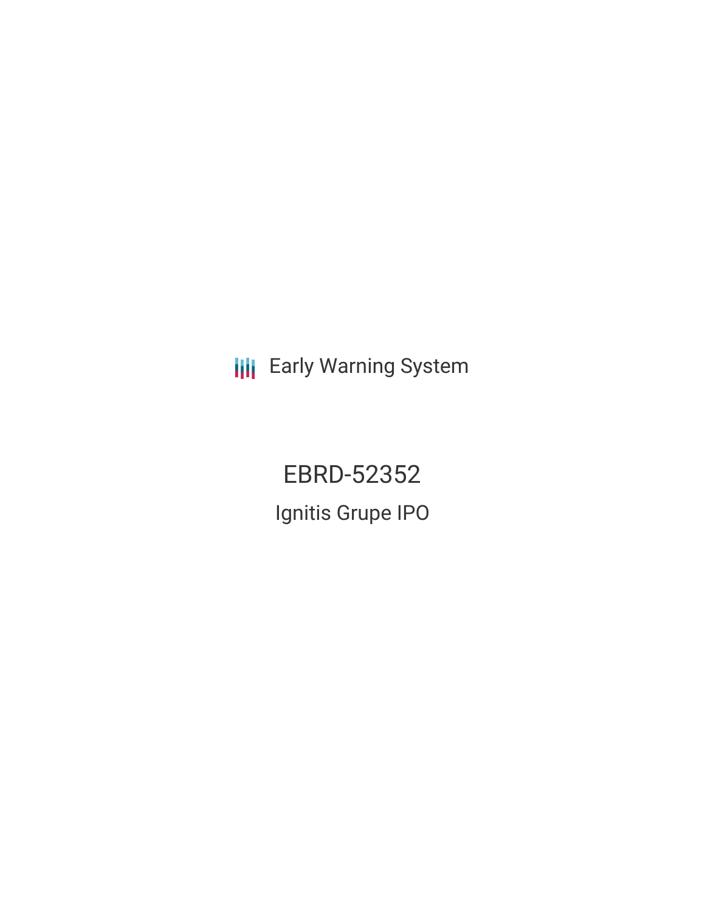Early Warning System

# EBRD-52352

## Ignitis Grupe IPO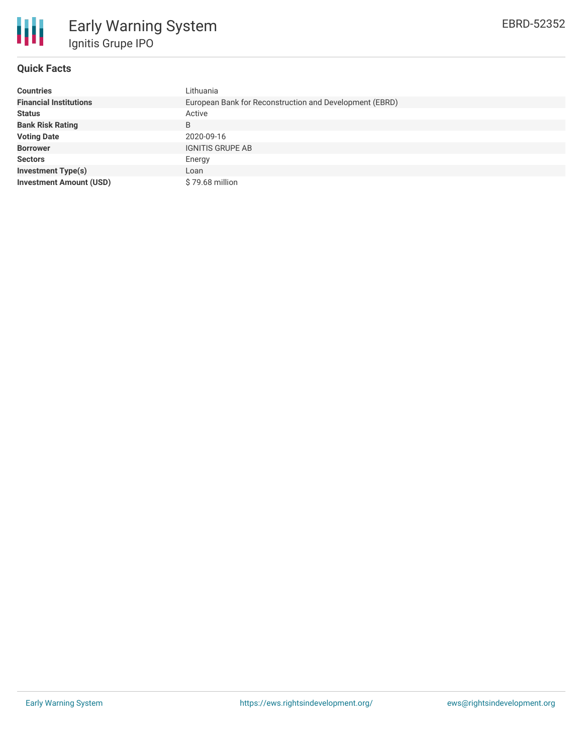# Early Warning System

## Ignitis Grupe IPO

EBRD-52352

### Quick Facts

| | |
|---|---|
| **Countries** | Lithuania |
| **Financial Institutions** | European Bank for Reconstruction and Development (EBRD) |
| **Status** | Active |
| **Bank Risk Rating** | B |
| **Voting Date** | 2020-09-16 |
| **Borrower** | IGNITIS GRUPE AB |
| **Sectors** | Energy |
| **Investment Type(s)** | Loan |
| **Investment Amount (USD)** | $ 79.68 million |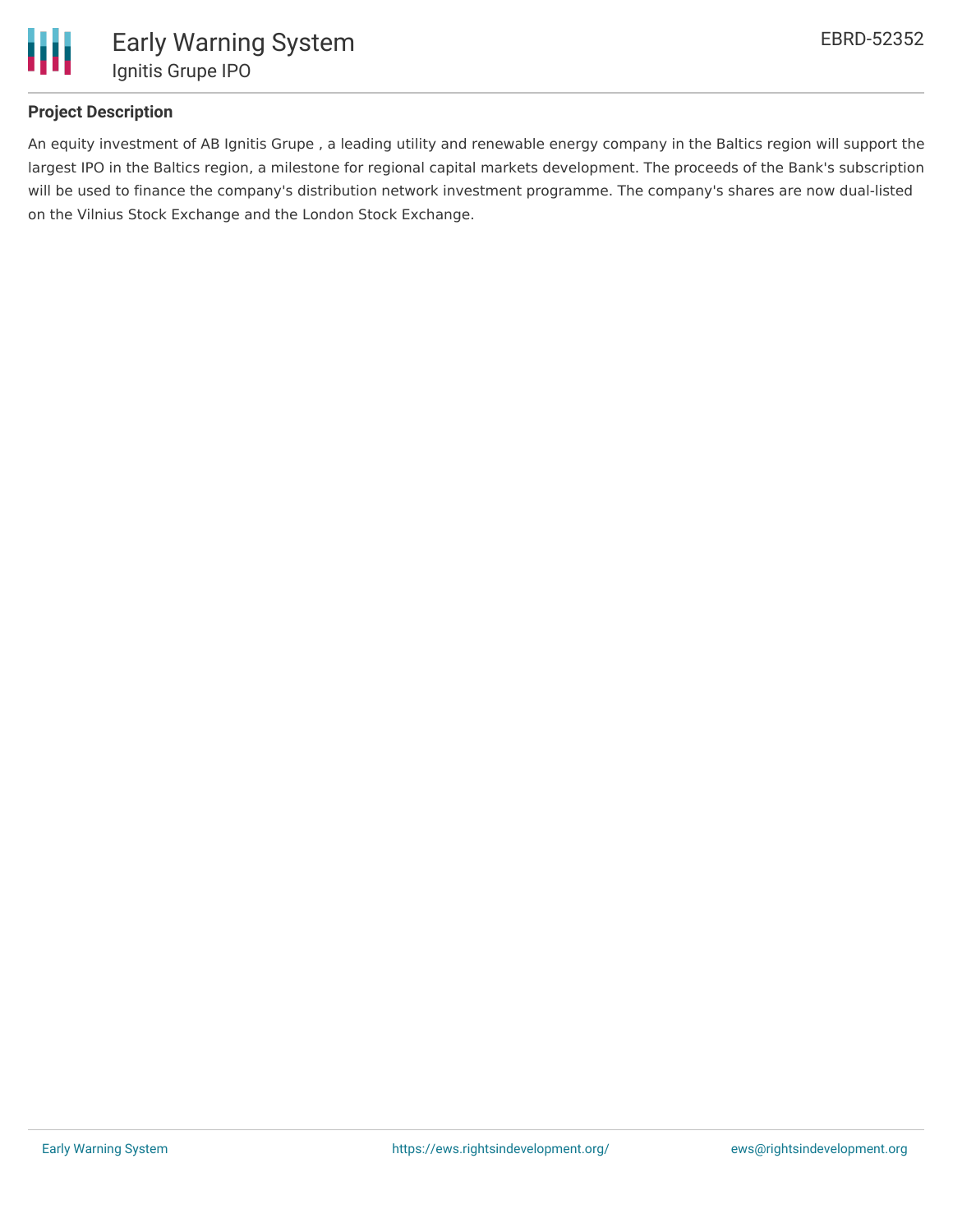## Project Description

An equity investment of AB Ignitis Grupe , a leading utility and renewable energy company in the Baltics region will support the largest IPO in the Baltics region, a milestone for regional capital markets development. The proceeds of the Bank's subscription will be used to finance the company's distribution network investment programme. The company's shares are now dual-listed on the Vilnius Stock Exchange and the London Stock Exchange.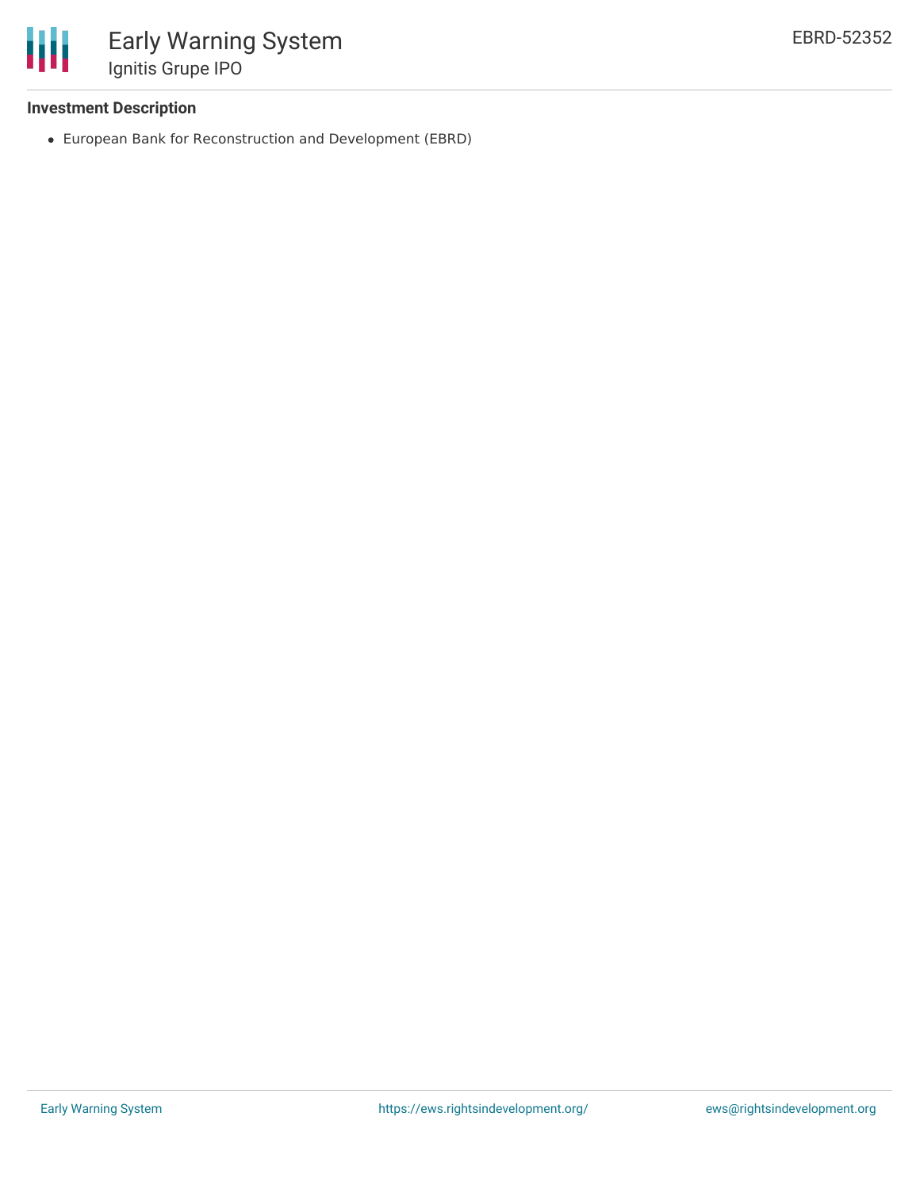### Investment Description

- European Bank for Reconstruction and Development (EBRD)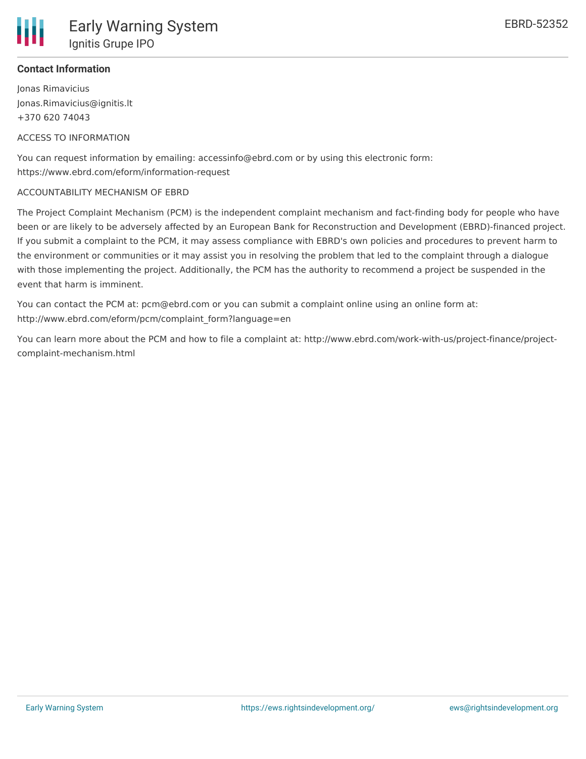**Contact Information**

Jonas Rimavicius
Jonas.Rimavicius@ignitis.lt
+370 620 74043

ACCESS TO INFORMATION

You can request information by emailing: accessinfo@ebrd.com or by using this electronic form: https://www.ebrd.com/eform/information-request

ACCOUNTABILITY MECHANISM OF EBRD

The Project Complaint Mechanism (PCM) is the independent complaint mechanism and fact-finding body for people who have been or are likely to be adversely affected by an European Bank for Reconstruction and Development (EBRD)-financed project. If you submit a complaint to the PCM, it may assess compliance with EBRD's own policies and procedures to prevent harm to the environment or communities or it may assist you in resolving the problem that led to the complaint through a dialogue with those implementing the project. Additionally, the PCM has the authority to recommend a project be suspended in the event that harm is imminent.

You can contact the PCM at: pcm@ebrd.com or you can submit a complaint online using an online form at: http://www.ebrd.com/eform/pcm/complaint_form?language=en

You can learn more about the PCM and how to file a complaint at: http://www.ebrd.com/work-with-us/project-finance/project-complaint-mechanism.html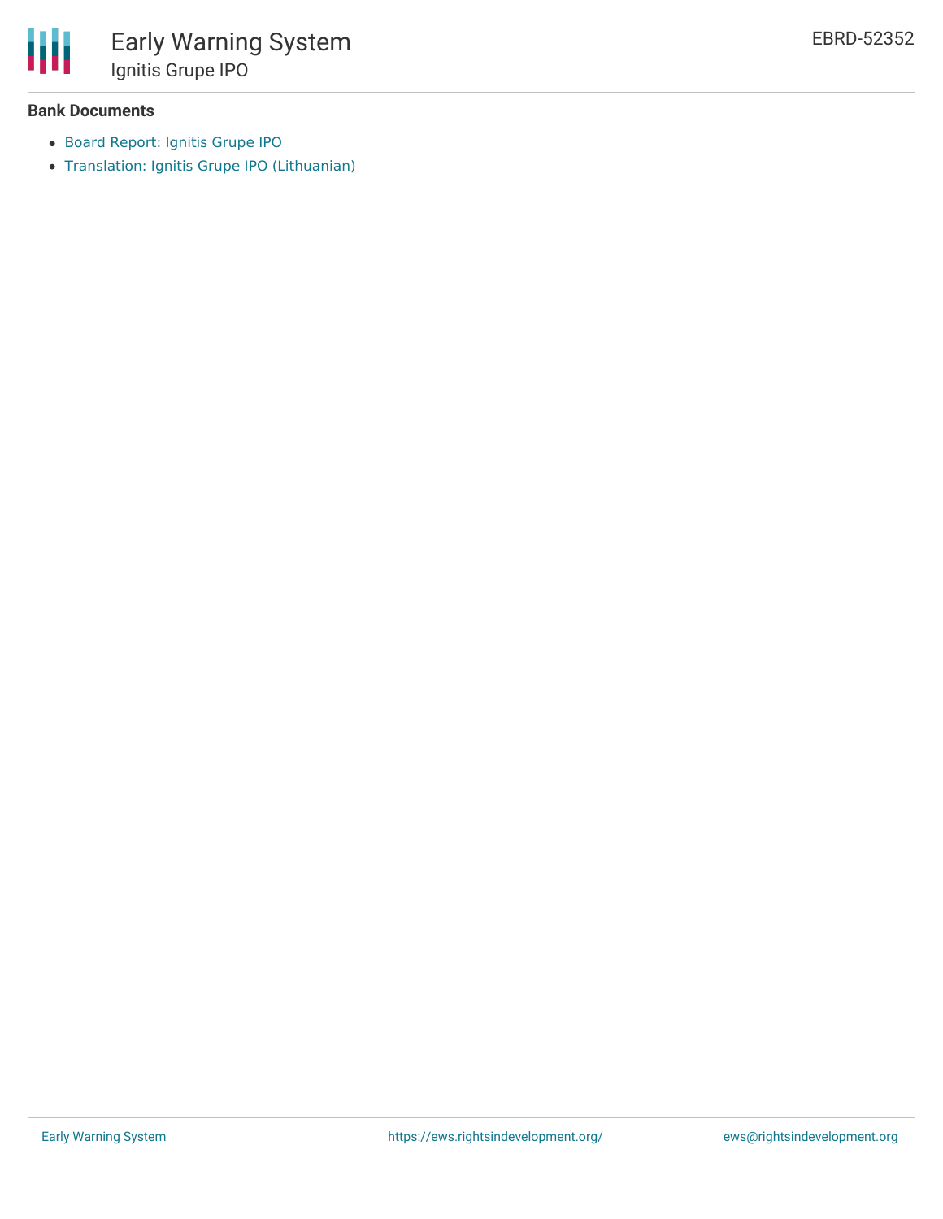**Bank Documents**

- Board Report: Ignitis Grupe IPO
- Translation: Ignitis Grupe IPO (Lithuanian)